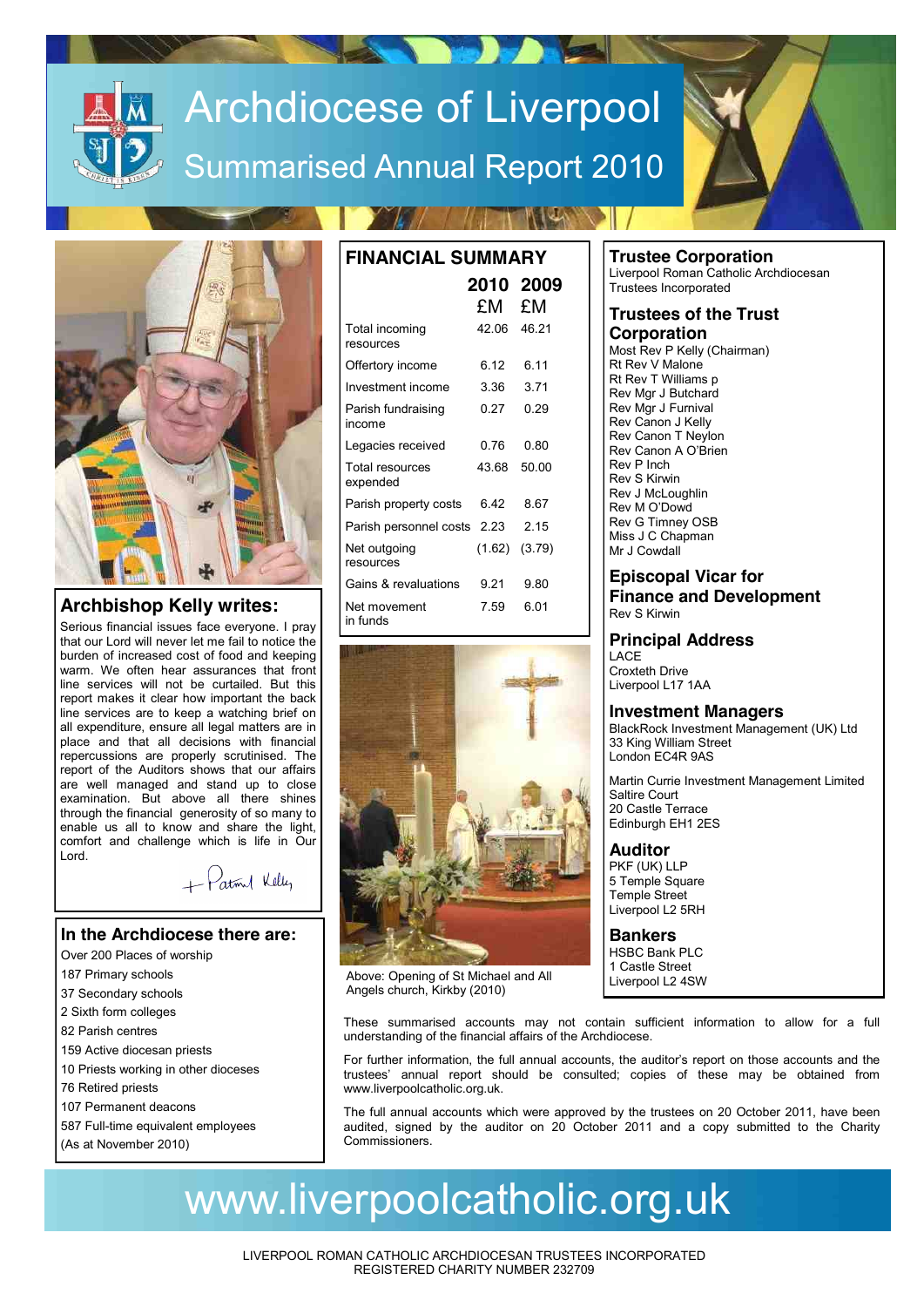# Archdiocese of Liverpool

## Summarised Annual Report 2010

## Archbishop Kelly writes:

Serious financial issues face everyone. I pray that our Lord will never let me fail to notice the burden of increased cost of food and keeping warm. We often hear assurances that front line services will not be curtailed. But this report makes it clear how important the back line services are to keep a watching brief on all expenditure, ensure all legal matters are in place and that all decisions with financial repercussions are properly scrutinised. The report of the Auditors shows that our affairs are well managed and stand up to close examination. But above all there shines through the financial generosity of so many to enable us all to know and share the light, comfort and challenge which is life in Our Lord.

+ Patrick Kelly

## In the Archdiocese there are:

- Over 200 Places of worship
- 187 Primary schools
- 37 Secondary schools
- 2 Sixth form colleges
- 82 Parish centres
- 159 Active diocesan priests
- 10 Priests working in other dioceses
- 76 Retired priests
- 107 Permanent deacons
- 587 Full-time equivalent employees
- (As at November 2010)

## FINANCIAL SUMMARY

| | 2010 £M | 2009 £M |
|---|---|---|
| Total incoming resources | 42.06 | 46.21 |
| Offertory income | 6.12 | 6.11 |
| Investment income | 3.36 | 3.71 |
| Parish fundraising income | 0.27 | 0.29 |
| Legacies received | 0.76 | 0.80 |
| Total resources expended | 43.68 | 50.00 |
| Parish property costs | 6.42 | 8.67 |
| Parish personnel costs | 2.23 | 2.15 |
| Net outgoing resources | (1.62) | (3.79) |
| Gains & revaluations | 9.21 | 9.80 |
| Net movement in funds | 7.59 | 6.01 |

Above: Opening of St Michael and All Angels church, Kirkby (2010)

## Trustee Corporation

Liverpool Roman Catholic Archdiocesan Trustees Incorporated

## Trustees of the Trust Corporation

Most Rev P Kelly (Chairman)
Rt Rev V Malone
Rt Rev T Williams p
Rev Mgr J Butchard
Rev Mgr J Furnival
Rev Canon J Kelly
Rev Canon T Neylon
Rev Canon A O'Brien
Rev P Inch
Rev S Kirwin
Rev J McLoughlin
Rev M O'Dowd
Rev G Timney OSB
Miss J C Chapman
Mr J Cowdall

## Episcopal Vicar for Finance and Development

Rev S Kirwin

## Principal Address

LACE
Croxteth Drive
Liverpool L17 1AA

## Investment Managers

BlackRock Investment Management (UK) Ltd
33 King William Street
London EC4R 9AS

Martin Currie Investment Management Limited
Saltire Court
20 Castle Terrace
Edinburgh EH1 2ES

## Auditor

PKF (UK) LLP
5 Temple Square
Temple Street
Liverpool L2 5RH

## Bankers

HSBC Bank PLC
1 Castle Street
Liverpool L2 4SW

These summarised accounts may not contain sufficient information to allow for a full understanding of the financial affairs of the Archdiocese.

For further information, the full annual accounts, the auditor's report on those accounts and the trustees' annual report should be consulted; copies of these may be obtained from www.liverpoolcatholic.org.uk.

The full annual accounts which were approved by the trustees on 20 October 2011, have been audited, signed by the auditor on 20 October 2011 and a copy submitted to the Charity Commissioners.

# www.liverpoolcatholic.org.uk

LIVERPOOL ROMAN CATHOLIC ARCHDIOCESAN TRUSTEES INCORPORATED
REGISTERED CHARITY NUMBER 232709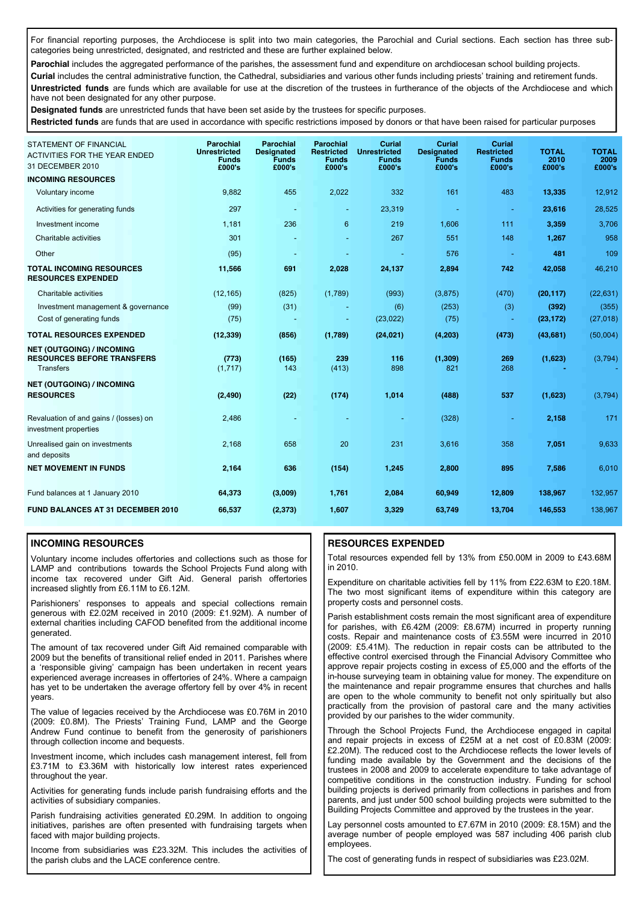For financial reporting purposes, the Archdiocese is split into two main categories, the Parochial and Curial sections. Each section has three sub-categories being unrestricted, designated, and restricted and these are further explained below.

**Parochial** includes the aggregated performance of the parishes, the assessment fund and expenditure on archdiocesan school building projects.

**Curial** includes the central administrative function, the Cathedral, subsidiaries and various other funds including priests' training and retirement funds.

**Unrestricted funds** are funds which are available for use at the discretion of the trustees in furtherance of the objects of the Archdiocese and which have not been designated for any other purpose.

**Designated funds** are unrestricted funds that have been set aside by the trustees for specific purposes.

**Restricted funds** are funds that are used in accordance with specific restrictions imposed by donors or that have been raised for particular purposes

| STATEMENT OF FINANCIAL ACTIVITIES FOR THE YEAR ENDED 31 DECEMBER 2010 | Parochial Unrestricted Funds £000's | Parochial Designated Funds £000's | Parochial Restricted Funds £000's | Curial Unrestricted Funds £000's | Curial Designated Funds £000's | Curial Restricted Funds £000's | TOTAL 2010 £000's | TOTAL 2009 £000's |
|---|---|---|---|---|---|---|---|---|
| **INCOMING RESOURCES** | | | | | | | | |
| Voluntary income | 9,882 | 455 | 2,022 | 332 | 161 | 483 | **13,335** | 12,912 |
| Activities for generating funds | 297 | - | - | 23,319 | - | - | **23,616** | 28,525 |
| Investment income | 1,181 | 236 | 6 | 219 | 1,606 | 111 | **3,359** | 3,706 |
| Charitable activities | 301 | - | - | 267 | 551 | 148 | **1,267** | 958 |
| Other | (95) | - | - | - | 576 | - | **481** | 109 |
| **TOTAL INCOMING RESOURCES** | **11,566** | **691** | **2,028** | **24,137** | **2,894** | **742** | **42,058** | 46,210 |
| **RESOURCES EXPENDED** | | | | | | | | |
| Charitable activities | (12,165) | (825) | (1,789) | (993) | (3,875) | (470) | **(20,117)** | (22,631) |
| Investment management & governance | (99) | (31) | - | (6) | (253) | (3) | **(392)** | (355) |
| Cost of generating funds | (75) | - | - | (23,022) | (75) | - | **(23,172)** | (27,018) |
| **TOTAL RESOURCES EXPENDED** | **(12,339)** | **(856)** | **(1,789)** | **(24,021)** | **(4,203)** | **(473)** | **(43,681)** | (50,004) |
| **NET (OUTGOING) / INCOMING RESOURCES BEFORE TRANSFERS** | **(773)** | **(165)** | **239** | **116** | **(1,309)** | **269** | **(1,623)** | (3,794) |
| Transfers | (1,717) | 143 | (413) | 898 | 821 | 268 | **-** | - |
| **NET (OUTGOING) / INCOMING RESOURCES** | **(2,490)** | **(22)** | **(174)** | **1,014** | **(488)** | **537** | **(1,623)** | (3,794) |
| Revaluation of and gains / (losses) on investment properties | 2,486 | - | - | - | (328) | - | **2,158** | 171 |
| Unrealised gain on investments and deposits | 2,168 | 658 | 20 | 231 | 3,616 | 358 | **7,051** | 9,633 |
| **NET MOVEMENT IN FUNDS** | **2,164** | **636** | **(154)** | **1,245** | **2,800** | **895** | **7,586** | 6,010 |
| Fund balances at 1 January 2010 | **64,373** | **(3,009)** | **1,761** | **2,084** | **60,949** | **12,809** | **138,967** | 132,957 |
| **FUND BALANCES AT 31 DECEMBER 2010** | **66,537** | **(2,373)** | **1,607** | **3,329** | **63,749** | **13,704** | **146,553** | 138,967 |

## INCOMING RESOURCES

Voluntary income includes offertories and collections such as those for LAMP and contributions towards the School Projects Fund along with income tax recovered under Gift Aid. General parish offertories increased slightly from £6.11M to £6.12M.

Parishioners' responses to appeals and special collections remain generous with £2.02M received in 2010 (2009: £1.92M). A number of external charities including CAFOD benefited from the additional income generated.

The amount of tax recovered under Gift Aid remained comparable with 2009 but the benefits of transitional relief ended in 2011. Parishes where a 'responsible giving' campaign has been undertaken in recent years experienced average increases in offertories of 24%. Where a campaign has yet to be undertaken the average offertory fell by over 4% in recent years.

The value of legacies received by the Archdiocese was £0.76M in 2010 (2009: £0.8M). The Priests' Training Fund, LAMP and the George Andrew Fund continue to benefit from the generosity of parishioners through collection income and bequests.

Investment income, which includes cash management interest, fell from £3.71M to £3.36M with historically low interest rates experienced throughout the year.

Activities for generating funds include parish fundraising efforts and the activities of subsidiary companies.

Parish fundraising activities generated £0.29M. In addition to ongoing initiatives, parishes are often presented with fundraising targets when faced with major building projects.

Income from subsidiaries was £23.32M. This includes the activities of the parish clubs and the LACE conference centre.

## RESOURCES EXPENDED

Total resources expended fell by 13% from £50.00M in 2009 to £43.68M in 2010.

Expenditure on charitable activities fell by 11% from £22.63M to £20.18M. The two most significant items of expenditure within this category are property costs and personnel costs.

Parish establishment costs remain the most significant area of expenditure for parishes, with £6.42M (2009: £8.67M) incurred in property running costs. Repair and maintenance costs of £3.55M were incurred in 2010 (2009: £5.41M). The reduction in repair costs can be attributed to the effective control exercised through the Financial Advisory Committee who approve repair projects costing in excess of £5,000 and the efforts of the in-house surveying team in obtaining value for money. The expenditure on the maintenance and repair programme ensures that churches and halls are open to the whole community to benefit not only spiritually but also practically from the provision of pastoral care and the many activities provided by our parishes to the wider community.

Through the School Projects Fund, the Archdiocese engaged in capital and repair projects in excess of £25M at a net cost of £0.83M (2009: £2.20M). The reduced cost to the Archdiocese reflects the lower levels of funding made available by the Government and the decisions of the trustees in 2008 and 2009 to accelerate expenditure to take advantage of competitive conditions in the construction industry. Funding for school building projects is derived primarily from collections in parishes and from parents, and just under 500 school building projects were submitted to the Building Projects Committee and approved by the trustees in the year.

Lay personnel costs amounted to £7.67M in 2010 (2009: £8.15M) and the average number of people employed was 587 including 406 parish club employees.

The cost of generating funds in respect of subsidiaries was £23.02M.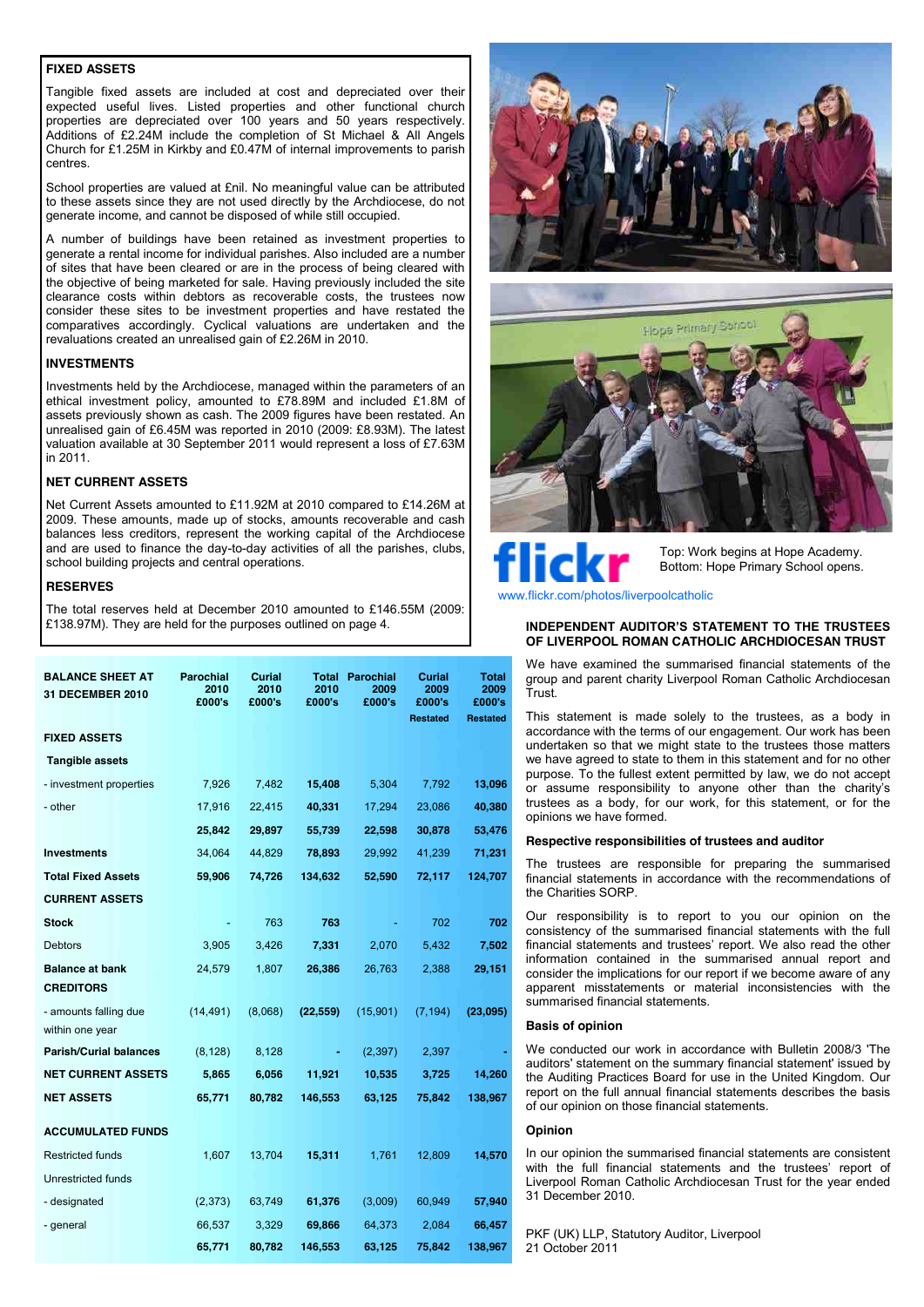### FIXED ASSETS

Tangible fixed assets are included at cost and depreciated over their expected useful lives. Listed properties and other functional church properties are depreciated over 100 years and 50 years respectively. Additions of £2.24M include the completion of St Michael & All Angels Church for £1.25M in Kirkby and £0.47M of internal improvements to parish centres.

School properties are valued at £nil. No meaningful value can be attributed to these assets since they are not used directly by the Archdiocese, do not generate income, and cannot be disposed of while still occupied.

A number of buildings have been retained as investment properties to generate a rental income for individual parishes. Also included are a number of sites that have been cleared or are in the process of being cleared with the objective of being marketed for sale. Having previously included the site clearance costs within debtors as recoverable costs, the trustees now consider these sites to be investment properties and have restated the comparatives accordingly. Cyclical valuations are undertaken and the revaluations created an unrealised gain of £2.26M in 2010.

### INVESTMENTS

Investments held by the Archdiocese, managed within the parameters of an ethical investment policy, amounted to £78.89M and included £1.8M of assets previously shown as cash. The 2009 figures have been restated. An unrealised gain of £6.45M was reported in 2010 (2009: £8.93M). The latest valuation available at 30 September 2011 would represent a loss of £7.63M in 2011.

### NET CURRENT ASSETS

Net Current Assets amounted to £11.92M at 2010 compared to £14.26M at 2009. These amounts, made up of stocks, amounts recoverable and cash balances less creditors, represent the working capital of the Archdiocese and are used to finance the day-to-day activities of all the parishes, clubs, school building projects and central operations.

### RESERVES

The total reserves held at December 2010 amounted to £146.55M (2009: £138.97M). They are held for the purposes outlined on page 4.

| BALANCE SHEET AT 31 DECEMBER 2010 | Parochial 2010 £000's | Curial 2010 £000's | Total 2010 £000's | Parochial 2009 £000's | Curial 2009 £000's Restated | Total 2009 £000's Restated |
|---|---|---|---|---|---|---|
| **FIXED ASSETS** | | | | | | |
| **Tangible assets** | | | | | | |
| - investment properties | 7,926 | 7,482 | **15,408** | 5,304 | 7,792 | **13,096** |
| - other | 17,916 | 22,415 | **40,331** | 17,294 | 23,086 | **40,380** |
| | **25,842** | **29,897** | **55,739** | **22,598** | **30,878** | **53,476** |
| **Investments** | 34,064 | 44,829 | **78,893** | 29,992 | 41,239 | **71,231** |
| **Total Fixed Assets** | **59,906** | **74,726** | **134,632** | **52,590** | **72,117** | **124,707** |
| **CURRENT ASSETS** | | | | | | |
| **Stock** | - | 763 | **763** | - | 702 | **702** |
| Debtors | 3,905 | 3,426 | **7,331** | 2,070 | 5,432 | **7,502** |
| **Balance at bank** | 24,579 | 1,807 | **26,386** | 26,763 | 2,388 | **29,151** |
| **CREDITORS** | | | | | | |
| - amounts falling due within one year | (14,491) | (8,068) | **(22,559)** | (15,901) | (7,194) | **(23,095)** |
| **Parish/Curial balances** | (8,128) | 8,128 | **-** | (2,397) | 2,397 | **-** |
| **NET CURRENT ASSETS** | **5,865** | **6,056** | **11,921** | **10,535** | **3,725** | **14,260** |
| **NET ASSETS** | **65,771** | **80,782** | **146,553** | **63,125** | **75,842** | **138,967** |
| **ACCUMULATED FUNDS** | | | | | | |
| Restricted funds | 1,607 | 13,704 | **15,311** | 1,761 | 12,809 | **14,570** |
| Unrestricted funds | | | | | | |
| - designated | (2,373) | 63,749 | **61,376** | (3,009) | 60,949 | **57,940** |
| - general | 66,537 | 3,329 | **69,866** | 64,373 | 2,084 | **66,457** |
| | **65,771** | **80,782** | **146,553** | **63,125** | **75,842** | **138,967** |

flickr

Top: Work begins at Hope Academy.
Bottom: Hope Primary School opens.

www.flickr.com/photos/liverpoolcatholic

### INDEPENDENT AUDITOR'S STATEMENT TO THE TRUSTEES OF LIVERPOOL ROMAN CATHOLIC ARCHDIOCESAN TRUST

We have examined the summarised financial statements of the group and parent charity Liverpool Roman Catholic Archdiocesan Trust.

This statement is made solely to the trustees, as a body in accordance with the terms of our engagement. Our work has been undertaken so that we might state to the trustees those matters we have agreed to state to them in this statement and for no other purpose. To the fullest extent permitted by law, we do not accept or assume responsibility to anyone other than the charity's trustees as a body, for our work, for this statement, or for the opinions we have formed.

#### Respective responsibilities of trustees and auditor

The trustees are responsible for preparing the summarised financial statements in accordance with the recommendations of the Charities SORP.

Our responsibility is to report to you our opinion on the consistency of the summarised financial statements with the full financial statements and trustees' report. We also read the other information contained in the summarised annual report and consider the implications for our report if we become aware of any apparent misstatements or material inconsistencies with the summarised financial statements.

#### Basis of opinion

We conducted our work in accordance with Bulletin 2008/3 'The auditors' statement on the summary financial statement' issued by the Auditing Practices Board for use in the United Kingdom. Our report on the full annual financial statements describes the basis of our opinion on those financial statements.

#### Opinion

In our opinion the summarised financial statements are consistent with the full financial statements and the trustees' report of Liverpool Roman Catholic Archdiocesan Trust for the year ended 31 December 2010.

PKF (UK) LLP, Statutory Auditor, Liverpool
21 October 2011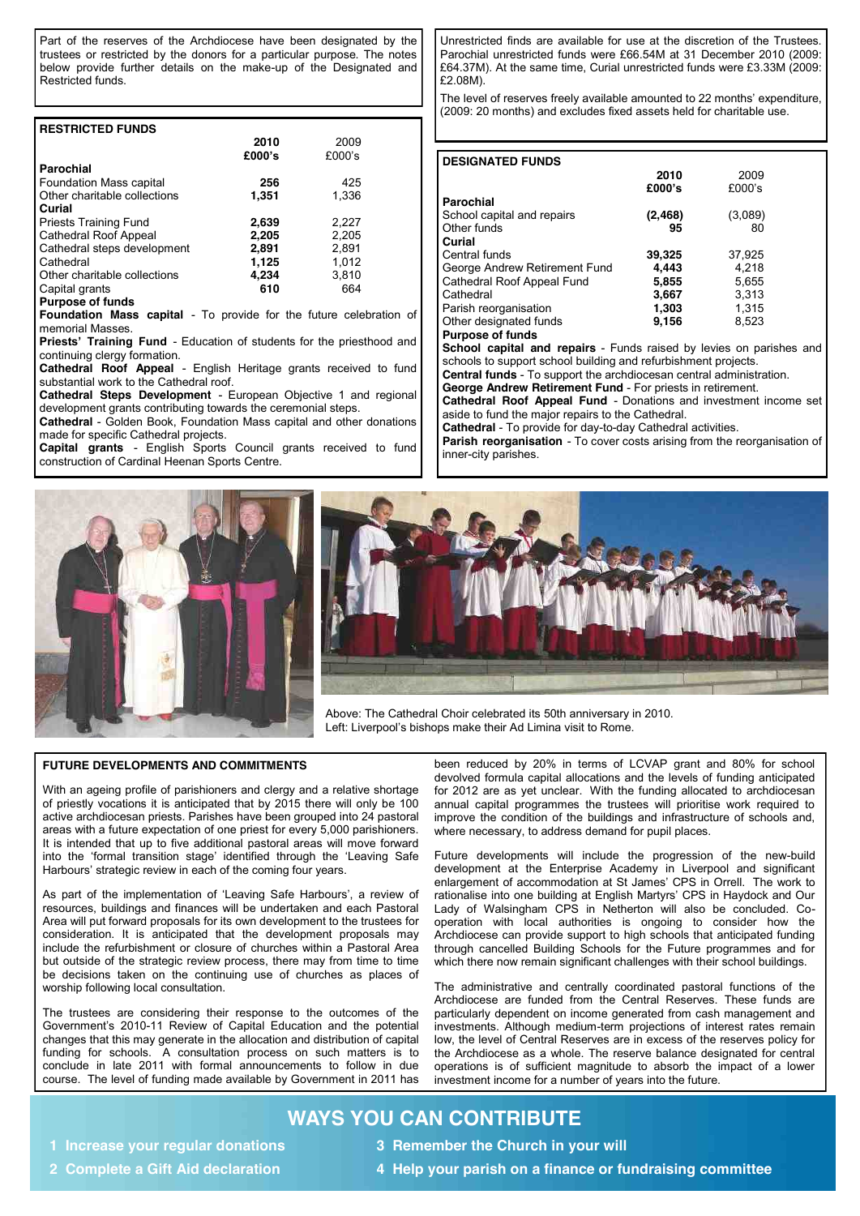Part of the reserves of the Archdiocese have been designated by the trustees or restricted by the donors for a particular purpose. The notes below provide further details on the make-up of the Designated and Restricted funds.

Unrestricted finds are available for use at the discretion of the Trustees. Parochial unrestricted funds were £66.54M at 31 December 2010 (2009: £64.37M). At the same time, Curial unrestricted funds were £3.33M (2009: £2.08M).

The level of reserves freely available amounted to 22 months' expenditure, (2009: 20 months) and excludes fixed assets held for charitable use.

## RESTRICTED FUNDS

| | 2010 £000's | 2009 £000's |
|---|---|---|
| **Parochial** | | |
| Foundation Mass capital | **256** | 425 |
| Other charitable collections | **1,351** | 1,336 |
| **Curial** | | |
| Priests Training Fund | **2,639** | 2,227 |
| Cathedral Roof Appeal | **2,205** | 2,205 |
| Cathedral steps development | **2,891** | 2,891 |
| Cathedral | **1,125** | 1,012 |
| Other charitable collections | **4,234** | 3,810 |
| Capital grants | **610** | 664 |

**Purpose of funds**

**Foundation Mass capital** - To provide for the future celebration of memorial Masses.

**Priests' Training Fund** - Education of students for the priesthood and continuing clergy formation.

**Cathedral Roof Appeal** - English Heritage grants received to fund substantial work to the Cathedral roof.

**Cathedral Steps Development** - European Objective 1 and regional development grants contributing towards the ceremonial steps.

**Cathedral** - Golden Book, Foundation Mass capital and other donations made for specific Cathedral projects.

**Capital grants** - English Sports Council grants received to fund construction of Cardinal Heenan Sports Centre.

## DESIGNATED FUNDS

| | 2010 £000's | 2009 £000's |
|---|---|---|
| **Parochial** | | |
| School capital and repairs | **(2,468)** | (3,089) |
| Other funds | **95** | 80 |
| **Curial** | | |
| Central funds | **39,325** | 37,925 |
| George Andrew Retirement Fund | **4,443** | 4,218 |
| Cathedral Roof Appeal Fund | **5,855** | 5,655 |
| Cathedral | **3,667** | 3,313 |
| Parish reorganisation | **1,303** | 1,315 |
| Other designated funds | **9,156** | 8,523 |

**Purpose of funds**

**School capital and repairs** - Funds raised by levies on parishes and schools to support school building and refurbishment projects.

**Central funds** - To support the archdiocesan central administration.

**George Andrew Retirement Fund** - For priests in retirement.

**Cathedral Roof Appeal Fund** - Donations and investment income set aside to fund the major repairs to the Cathedral.

**Cathedral** - To provide for day-to-day Cathedral activities.

**Parish reorganisation** - To cover costs arising from the reorganisation of inner-city parishes.

Above: The Cathedral Choir celebrated its 50th anniversary in 2010.
Left: Liverpool's bishops make their Ad Limina visit to Rome.

## FUTURE DEVELOPMENTS AND COMMITMENTS

With an ageing profile of parishioners and clergy and a relative shortage of priestly vocations it is anticipated that by 2015 there will only be 100 active archdiocesan priests. Parishes have been grouped into 24 pastoral areas with a future expectation of one priest for every 5,000 parishioners. It is intended that up to five additional pastoral areas will move forward into the 'formal transition stage' identified through the 'Leaving Safe Harbours' strategic review in each of the coming four years.

As part of the implementation of 'Leaving Safe Harbours', a review of resources, buildings and finances will be undertaken and each Pastoral Area will put forward proposals for its own development to the trustees for consideration. It is anticipated that the development proposals may include the refurbishment or closure of churches within a Pastoral Area but outside of the strategic review process, there may from time to time be decisions taken on the continuing use of churches as places of worship following local consultation.

The trustees are considering their response to the outcomes of the Government's 2010-11 Review of Capital Education and the potential changes that this may generate in the allocation and distribution of capital funding for schools. A consultation process on such matters is to conclude in late 2011 with formal announcements to follow in due course. The level of funding made available by Government in 2011 has been reduced by 20% in terms of LCVAP grant and 80% for school devolved formula capital allocations and the levels of funding anticipated for 2012 are as yet unclear. With the funding allocated to archdiocesan annual capital programmes the trustees will prioritise work required to improve the condition of the buildings and infrastructure of schools and, where necessary, to address demand for pupil places.

Future developments will include the progression of the new-build development at the Enterprise Academy in Liverpool and significant enlargement of accommodation at St James' CPS in Orrell. The work to rationalise into one building at English Martyrs' CPS in Haydock and Our Lady of Walsingham CPS in Netherton will also be concluded. Co-operation with local authorities is ongoing to consider how the Archdiocese can provide support to high schools that anticipated funding through cancelled Building Schools for the Future programmes and for which there now remain significant challenges with their school buildings.

The administrative and centrally coordinated pastoral functions of the Archdiocese are funded from the Central Reserves. These funds are particularly dependent on income generated from cash management and investments. Although medium-term projections of interest rates remain low, the level of Central Reserves are in excess of the reserves policy for the Archdiocese as a whole. The reserve balance designated for central operations is of sufficient magnitude to absorb the impact of a lower investment income for a number of years into the future.

## WAYS YOU CAN CONTRIBUTE

1. Increase your regular donations
2. Complete a Gift Aid declaration
3. Remember the Church in your will
4. Help your parish on a finance or fundraising committee